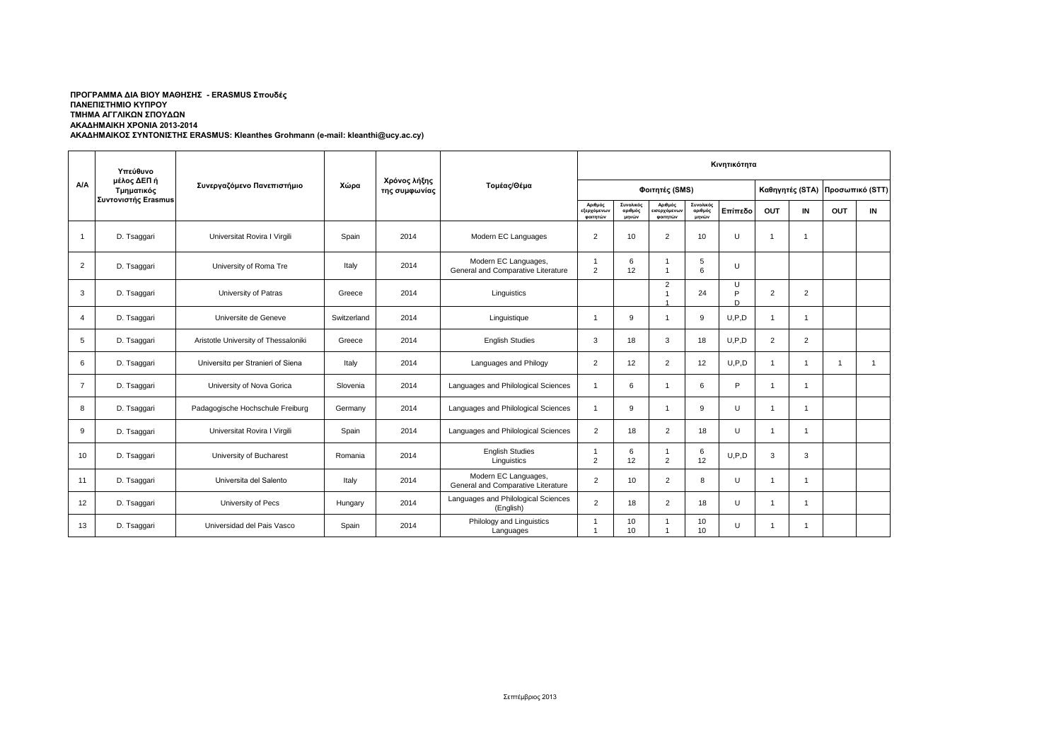**ΠΡΟΓΡΑΜΜΑ ΔΙΑ ΒΙΟΥ ΜΑΘΗΣΗΣ - ERASMUS Σπουδές**
**ΠΑΝΕΠΙΣΤΗΜΙΟ ΚΥΠΡΟΥ**
**ΤΜΗΜΑ ΑΓΓΛΙΚΩΝ ΣΠΟΥΔΩΝ**
**ΑΚΑΔΗΜΑΙΚΗ ΧΡΟΝΙΑ 2013-2014**
**ΑΚΑΔΗΜΑΙΚΟΣ ΣΥΝΤΟΝΙΣΤΗΣ ERASMUS: Kleanthes Grohmann (e-mail: kleanthi@ucy.ac.cy)**

| Α/Α | Υπεύθυνο μέλος ΔΕΠ ή Τμηματικός Συντονιστής Erasmus | Συνεργαζόμενο Πανεπιστήμιο | Χώρα | Χρόνος λήξης της συμφωνίας | Τομέας/Θέμα | Κινητικότητα | | | | | | | | |
|---|---|---|---|---|---|---|---|---|---|---|---|---|---|---|
| | | | | | | Φοιτητές (SMS) | | | | | Καθηγητές (STA) | | Προσωπικό (STT) | |
| | | | | | | Αριθμός εξερχόμενων φοιτητών | Συνολικός αριθμός μηνών | Αριθμός εισερχόμενων φοιτητών | Συνολικός αριθμός μηνών | Επίπεδο | OUT | IN | OUT | IN |
| 1 | D. Tsaggari | Universitat Rovira I Virgili | Spain | 2014 | Modern EC Languages | 2 | 10 | 2 | 10 | U | 1 | 1 | | |
| 2 | D. Tsaggari | University of Roma Tre | Italy | 2014 | Modern EC Languages, General and Comparative Literature | 1<br>2 | 6<br>12 | 1<br>1 | 5<br>6 | U | | | | |
| 3 | D. Tsaggari | University of Patras | Greece | 2014 | Linguistics | | | 2<br>1<br>1 | 24 | U<br>P<br>D | 2 | 2 | | |
| 4 | D. Tsaggari | Universite de Geneve | Switzerland | 2014 | Linguistique | 1 | 9 | 1 | 9 | U,P,D | 1 | 1 | | |
| 5 | D. Tsaggari | Aristotle University of Thessaloniki | Greece | 2014 | English Studies | 3 | 18 | 3 | 18 | U,P,D | 2 | 2 | | |
| 6 | D. Tsaggari | Universitα per Stranieri of Siena | Italy | 2014 | Languages and Philogy | 2 | 12 | 2 | 12 | U,P,D | 1 | 1 | 1 | 1 |
| 7 | D. Tsaggari | University of Nova Gorica | Slovenia | 2014 | Languages and Philological Sciences | 1 | 6 | 1 | 6 | P | 1 | 1 | | |
| 8 | D. Tsaggari | Padagogische Hochschule Freiburg | Germany | 2014 | Languages and Philological Sciences | 1 | 9 | 1 | 9 | U | 1 | 1 | | |
| 9 | D. Tsaggari | Universitat Rovira I Virgili | Spain | 2014 | Languages and Philological Sciences | 2 | 18 | 2 | 18 | U | 1 | 1 | | |
| 10 | D. Tsaggari | University of Bucharest | Romania | 2014 | English Studies<br>Linguistics | 1<br>2 | 6<br>12 | 1<br>2 | 6<br>12 | U,P,D | 3 | 3 | | |
| 11 | D. Tsaggari | Universita del Salento | Italy | 2014 | Modern EC Languages, General and Comparative Literature | 2 | 10 | 2 | 8 | U | 1 | 1 | | |
| 12 | D. Tsaggari | University of Pecs | Hungary | 2014 | Languages and Philological Sciences (English) | 2 | 18 | 2 | 18 | U | 1 | 1 | | |
| 13 | D. Tsaggari | Universidad del Pais Vasco | Spain | 2014 | Philology and Linguistics<br>Languages | 1<br>1 | 10<br>10 | 1<br>1 | 10<br>10 | U | 1 | 1 | | |

Σεπτέμβριος 2013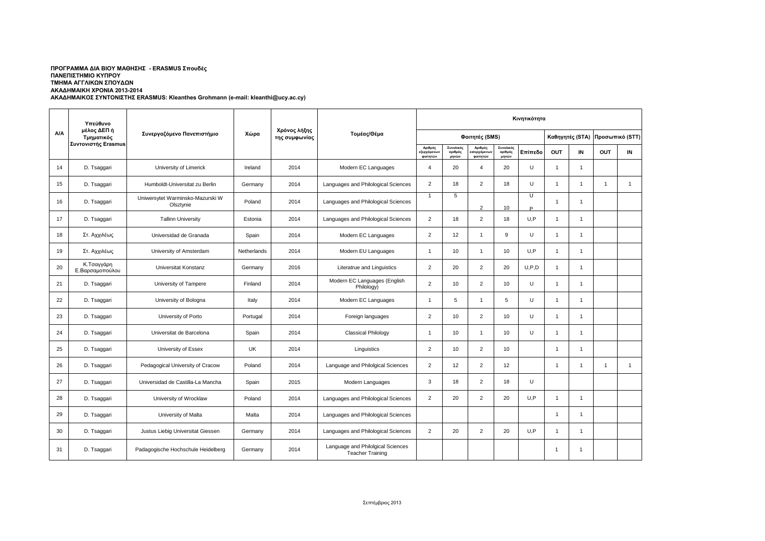**ΠΡΟΓΡΑΜΜΑ ΔΙΑ ΒΙΟΥ ΜΑΘΗΣΗΣ - ERASMUS Σπουδές**
**ΠΑΝΕΠΙΣΤΗΜΙΟ ΚΥΠΡΟΥ**
**ΤΜΗΜΑ ΑΓΓΛΙΚΩΝ ΣΠΟΥΔΩΝ**
**ΑΚΑΔΗΜΑΙΚΗ ΧΡΟΝΙΑ 2013-2014**
**ΑΚΑΔΗΜΑΙΚΟΣ ΣΥΝΤΟΝΙΣΤΗΣ ERASMUS: Kleanthes Grohmann (e-mail: kleanthi@ucy.ac.cy)**

| Α/Α | Υπεύθυνο μέλος ΔΕΠ ή Τμηματικός Συντονιστής Erasmus | Συνεργαζόμενο Πανεπιστήμιο | Χώρα | Χρόνος λήξης της συμφωνίας | Τομέας/Θέμα | Κινητικότητα | | | | | | | | |
|---|---|---|---|---|---|---|---|---|---|---|---|---|---|---|
| | | | | | | Φοιτητές (SMS) | | | | | Καθηγητές (STA) | | Προσωπικό (STT) | |
| | | | | | | Αριθμός εξερχόμενων φοιτητών | Συνολικός αριθμός μηνών | Αριθμός εισερχόμενων φοιτητών | Συνολικός αριθμός μηνών | Επίπεδο | OUT | IN | OUT | IN |
| 14 | D. Tsaggari | University of Limerick | Ireland | 2014 | Modern EC Languages | 4 | 20 | 4 | 20 | U | 1 | 1 | | |
| 15 | D. Tsaggari | Humboldt-Universitat zu Berlin | Germany | 2014 | Languages and Philological Sciences | 2 | 18 | 2 | 18 | U | 1 | 1 | 1 | 1 |
| 16 | D. Tsaggari | Uniwersytet Warminsko-Mazurski W Olsztynie | Poland | 2014 | Languages and Philological Sciences | 1 | 5 | 2 | 10 | U P | 1 | 1 | | |
| 17 | D. Tsaggari | Tallinn University | Estonia | 2014 | Languages and Philological Sciences | 2 | 18 | 2 | 18 | U,P | 1 | 1 | | |
| 18 | Στ. Αχχιλέως | Universidad de Granada | Spain | 2014 | Modern EC Languages | 2 | 12 | 1 | 9 | U | 1 | 1 | | |
| 19 | Στ. Αχχιλέως | University of Amsterdam | Netherlands | 2014 | Modern EU Languages | 1 | 10 | 1 | 10 | U,P | 1 | 1 | | |
| 20 | Κ.Τσαγγάρη Ε.Βαρσαμοπούλου | Universitat Konstanz | Germany | 2016 | Literatrue and Linguistics | 2 | 20 | 2 | 20 | U,P,D | 1 | 1 | | |
| 21 | D. Tsaggari | University of Tampere | Finland | 2014 | Modern EC Languages (English Philology) | 2 | 10 | 2 | 10 | U | 1 | 1 | | |
| 22 | D. Tsaggari | University of Bologna | Italy | 2014 | Modern EC Languages | 1 | 5 | 1 | 5 | U | 1 | 1 | | |
| 23 | D. Tsaggari | University of Porto | Portugal | 2014 | Foreign languages | 2 | 10 | 2 | 10 | U | 1 | 1 | | |
| 24 | D. Tsaggari | Universitat de Barcelona | Spain | 2014 | Classical Philology | 1 | 10 | 1 | 10 | U | 1 | 1 | | |
| 25 | D. Tsaggari | University of Essex | UK | 2014 | Linguistics | 2 | 10 | 2 | 10 | | 1 | 1 | | |
| 26 | D. Tsaggari | Pedagogical University of Cracow | Poland | 2014 | Language and Philolgical Sciences | 2 | 12 | 2 | 12 | | 1 | 1 | 1 | 1 |
| 27 | D. Tsaggari | Universidad de Castilla-La Mancha | Spain | 2015 | Modern Languages | 3 | 18 | 2 | 18 | U | | | | |
| 28 | D. Tsaggari | University of Wrocklaw | Poland | 2014 | Languages and Philological Sciences | 2 | 20 | 2 | 20 | U,P | 1 | 1 | | |
| 29 | D. Tsaggari | University of Malta | Malta | 2014 | Languages and Philological Sciences | | | | | | 1 | 1 | | |
| 30 | D. Tsaggari | Justus Liebig Universitat Giessen | Germany | 2014 | Languages and Philological Sciences | 2 | 20 | 2 | 20 | U,P | 1 | 1 | | |
| 31 | D. Tsaggari | Padagogische Hochschule Heidelberg | Germany | 2014 | Language and Philolgical Sciences Teacher Training | | | | | | 1 | 1 | | |

Σεπτέμβριος 2013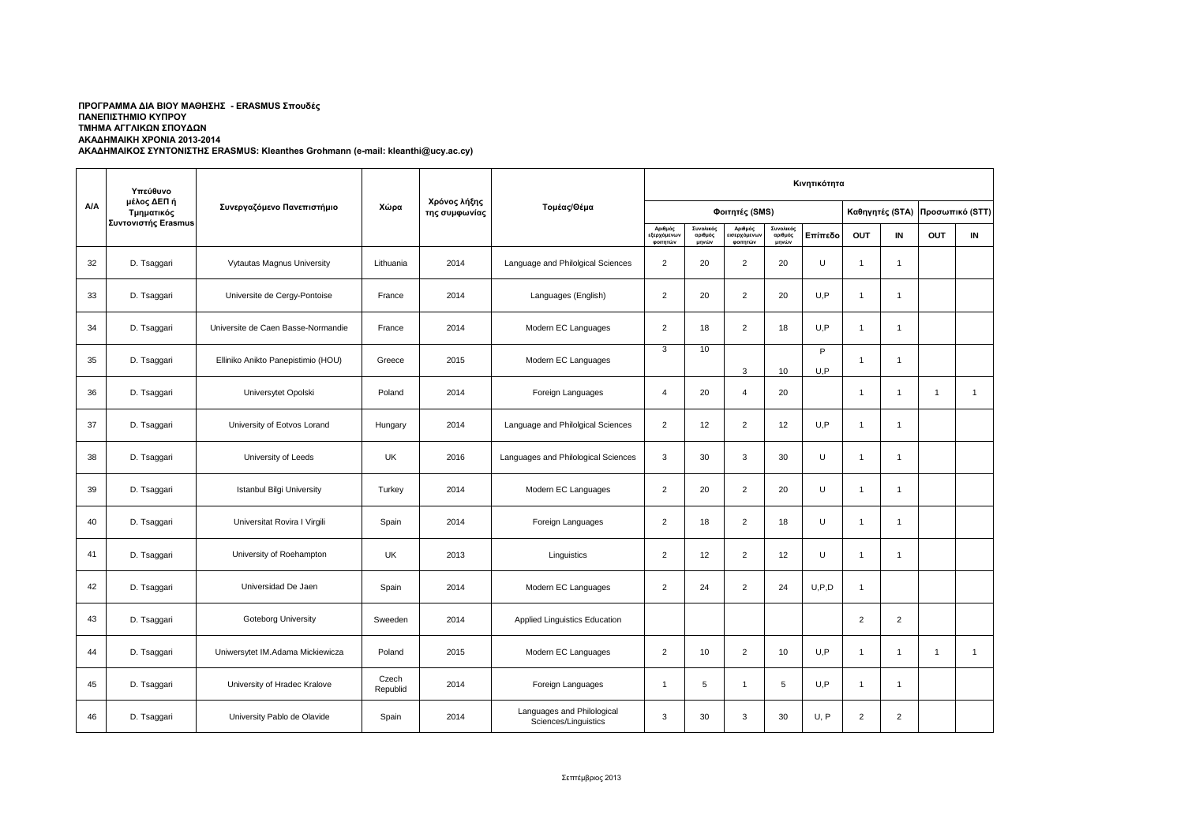**ΠΡΟΓΡΑΜΜΑ ΔΙΑ ΒΙΟΥ ΜΑΘΗΣΗΣ - ERASMUS Σπουδές**
**ΠΑΝΕΠΙΣΤΗΜΙΟ ΚΥΠΡΟΥ**
**ΤΜΗΜΑ ΑΓΓΛΙΚΩΝ ΣΠΟΥΔΩΝ**
**ΑΚΑΔΗΜΑΙΚΗ ΧΡΟΝΙΑ 2013-2014**
**ΑΚΑΔΗΜΑΙΚΟΣ ΣΥΝΤΟΝΙΣΤΗΣ ERASMUS: Kleanthes Grohmann (e-mail: kleanthi@ucy.ac.cy)**

| Α/Α | Υπεύθυνο μέλος ΔΕΠ ή Τμηματικός Συντονιστής Erasmus | Συνεργαζόμενο Πανεπιστήμιο | Χώρα | Χρόνος λήξης της συμφωνίας | Τομέας/Θέμα | Κινητικότητα | | | | | | | | |
|---|---|---|---|---|---|---|---|---|---|---|---|---|---|---|
| | | | | | | Φοιτητές (SMS) | | | | | Καθηγητές (STA) | | Προσωπικό (STT) | |
| | | | | | | Αριθμός εξερχόμενων φοιτητών | Συνολικός αριθμός μηνών | Αριθμός εισερχόμενων φοιτητών | Συνολικός αριθμός μηνών | Επίπεδο | OUT | IN | OUT | IN |
| 32 | D. Tsaggari | Vytautas Magnus University | Lithuania | 2014 | Language and Philolgical Sciences | 2 | 20 | 2 | 20 | U | 1 | 1 | | |
| 33 | D. Tsaggari | Universite de Cergy-Pontoise | France | 2014 | Languages (English) | 2 | 20 | 2 | 20 | U,P | 1 | 1 | | |
| 34 | D. Tsaggari | Universite de Caen Basse-Normandie | France | 2014 | Modern EC Languages | 2 | 18 | 2 | 18 | U,P | 1 | 1 | | |
| 35 | D. Tsaggari | Elliniko Anikto Panepistimio (HOU) | Greece | 2015 | Modern EC Languages | 3 | 10 | 3 | 10 | P U,P | 1 | 1 | | |
| 36 | D. Tsaggari | Universytet Opolski | Poland | 2014 | Foreign Languages | 4 | 20 | 4 | 20 | | 1 | 1 | 1 | 1 |
| 37 | D. Tsaggari | University of Eotvos Lorand | Hungary | 2014 | Language and Philolgical Sciences | 2 | 12 | 2 | 12 | U,P | 1 | 1 | | |
| 38 | D. Tsaggari | University of Leeds | UK | 2016 | Languages and Philological Sciences | 3 | 30 | 3 | 30 | U | 1 | 1 | | |
| 39 | D. Tsaggari | Istanbul Bilgi University | Turkey | 2014 | Modern EC Languages | 2 | 20 | 2 | 20 | U | 1 | 1 | | |
| 40 | D. Tsaggari | Universitat Rovira I Virgili | Spain | 2014 | Foreign Languages | 2 | 18 | 2 | 18 | U | 1 | 1 | | |
| 41 | D. Tsaggari | University of Roehampton | UK | 2013 | Linguistics | 2 | 12 | 2 | 12 | U | 1 | 1 | | |
| 42 | D. Tsaggari | Universidad De Jaen | Spain | 2014 | Modern EC Languages | 2 | 24 | 2 | 24 | U,P,D | 1 | | | |
| 43 | D. Tsaggari | Goteborg University | Sweeden | 2014 | Applied Linguistics Education | | | | | | 2 | 2 | | |
| 44 | D. Tsaggari | Uniwersytet IM.Adama Mickiewicza | Poland | 2015 | Modern EC Languages | 2 | 10 | 2 | 10 | U,P | 1 | 1 | 1 | 1 |
| 45 | D. Tsaggari | University of Hradec Kralove | Czech Republid | 2014 | Foreign Languages | 1 | 5 | 1 | 5 | U,P | 1 | 1 | | |
| 46 | D. Tsaggari | University Pablo de Olavide | Spain | 2014 | Languages and Philological Sciences/Linguistics | 3 | 30 | 3 | 30 | U, P | 2 | 2 | | |

Σεπτέμβριος 2013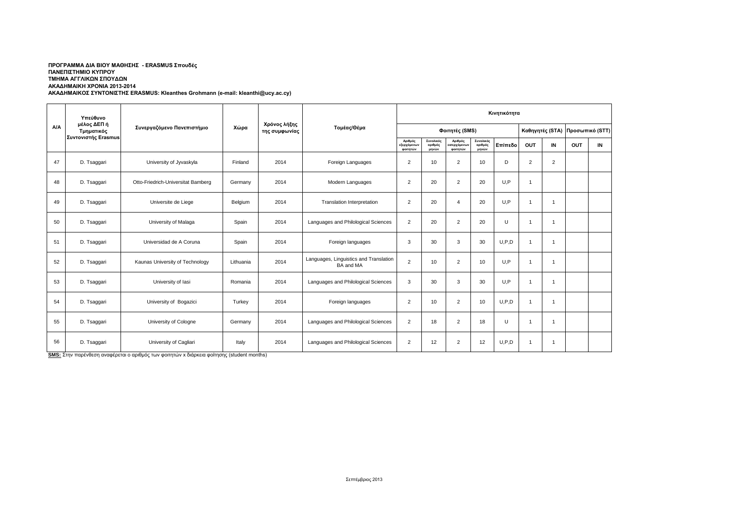**ΠΡΟΓΡΑΜΜΑ ΔΙΑ ΒΙΟΥ ΜΑΘΗΣΗΣ - ERASMUS Σπουδές**
**ΠΑΝΕΠΙΣΤΗΜΙΟ ΚΥΠΡΟΥ**
**ΤΜΗΜΑ ΑΓΓΛΙΚΩΝ ΣΠΟΥΔΩΝ**
**ΑΚΑΔΗΜΑΙΚΗ ΧΡΟΝΙΑ 2013-2014**
**ΑΚΑΔΗΜΑΙΚΟΣ ΣΥΝΤΟΝΙΣΤΗΣ ERASMUS: Kleanthes Grohmann (e-mail: kleanthi@ucy.ac.cy)**

| Α/Α | Υπεύθυνο μέλος ΔΕΠ ή Τμηματικός Συντονιστής Erasmus | Συνεργαζόμενο Πανεπιστήμιο | Χώρα | Χρόνος λήξης της συμφωνίας | Τομέας/Θέμα | Κινητικότητα | | | | | | | | |
|---|---|---|---|---|---|---|---|---|---|---|---|---|---|---|
| | | | | | | Φοιτητές (SMS) | | | | | Καθηγητές (STA) | | Προσωπικό (STT) | |
| | | | | | | Αριθμός εξερχόμενων φοιτητών | Συνολικός αριθμός μηνών | Αριθμός εισερχόμενων φοιτητών | Συνολικός αριθμός μηνών | Επίπεδο | OUT | IN | OUT | IN |
| 47 | D. Tsaggari | University of Jyvaskyla | Finland | 2014 | Foreign Languages | 2 | 10 | 2 | 10 | D | 2 | 2 | | |
| 48 | D. Tsaggari | Otto-Friedrich-Universitat Bamberg | Germany | 2014 | Modern Languages | 2 | 20 | 2 | 20 | U,P | 1 | | | |
| 49 | D. Tsaggari | Universite de Liege | Belgium | 2014 | Translation Interpretation | 2 | 20 | 4 | 20 | U,P | 1 | 1 | | |
| 50 | D. Tsaggari | University of Malaga | Spain | 2014 | Languages and Philological Sciences | 2 | 20 | 2 | 20 | U | 1 | 1 | | |
| 51 | D. Tsaggari | Universidad de A Coruna | Spain | 2014 | Foreign languages | 3 | 30 | 3 | 30 | U,P,D | 1 | 1 | | |
| 52 | D. Tsaggari | Kaunas University of Technology | Lithuania | 2014 | Languages, Linguistics and Translation BA and MA | 2 | 10 | 2 | 10 | U,P | 1 | 1 | | |
| 53 | D. Tsaggari | University of Iasi | Romania | 2014 | Languages and Philological Sciences | 3 | 30 | 3 | 30 | U,P | 1 | 1 | | |
| 54 | D. Tsaggari | University of Bogazici | Turkey | 2014 | Foreign languages | 2 | 10 | 2 | 10 | U,P,D | 1 | 1 | | |
| 55 | D. Tsaggari | University of Cologne | Germany | 2014 | Languages and Philological Sciences | 2 | 18 | 2 | 18 | U | 1 | 1 | | |
| 56 | D. Tsaggari | University of Cagliari | Italy | 2014 | Languages and Philological Sciences | 2 | 12 | 2 | 12 | U,P,D | 1 | 1 | | |

**SMS:** Στην παρένθεση αναφέρεται ο αριθμός των φοιτητών x διάρκεια φοίτησης (student months)

Σεπτέμβριος 2013